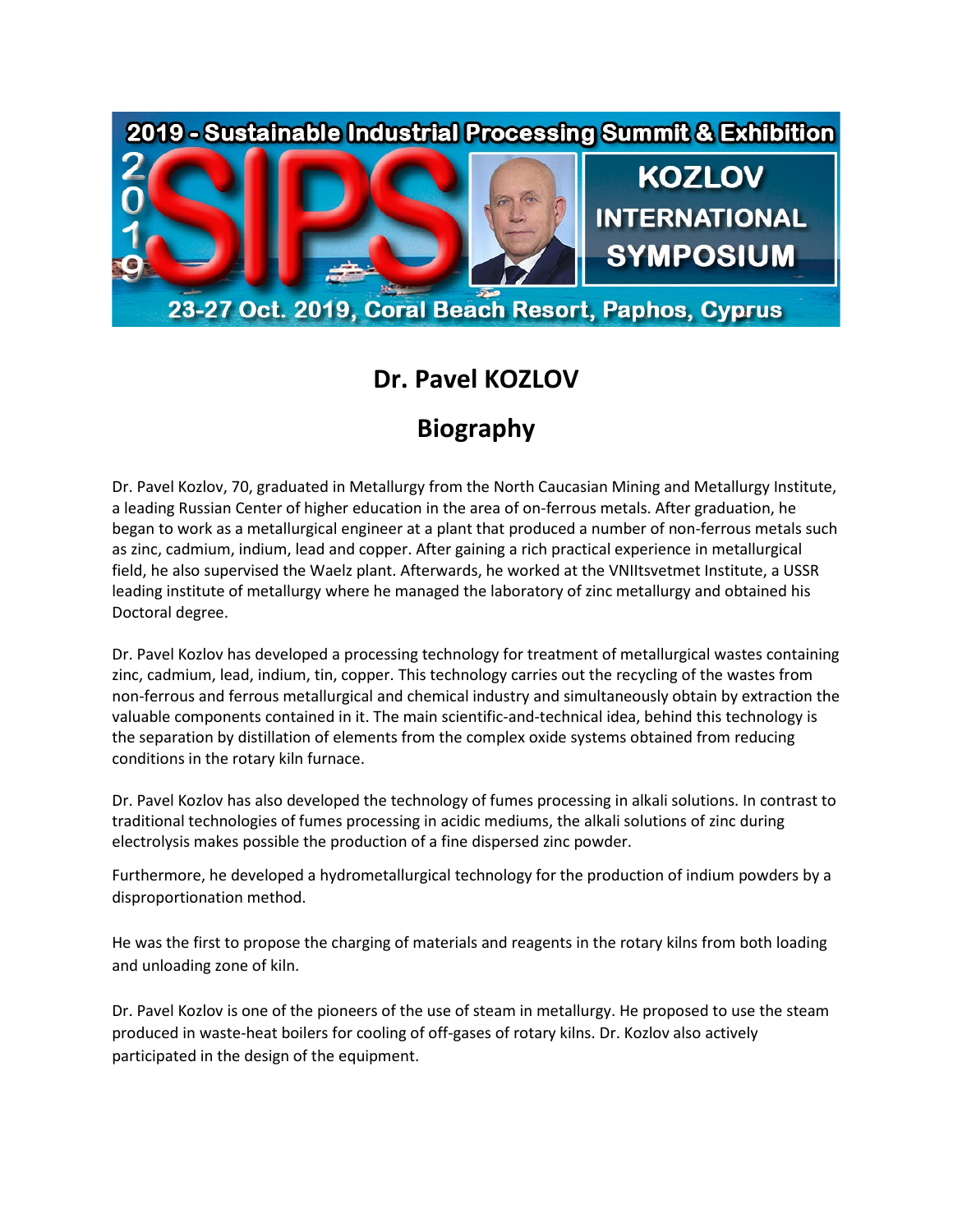# Dr. Pavel KOZLOV

## Biography

Dr. Pavel Kozlov, 70, graduated in Metallurgy from the North Caucasian Mining and Metallurgy Institute, a leading Russian Center of higher education in the area of on-ferrous metals. After graduation, he began to work as a metallurgical engineer at a plant that produced a number of non-ferrous metals such as zinc, cadmium, indium, lead and copper. After gaining a rich practical experience in metallurgical field, he also supervised the Waelz plant. Afterwards, he worked at the VNIItsvetmet Institute, a USSR leading institute of metallurgy where he managed the laboratory of zinc metallurgy and obtained his Doctoral degree.

Dr. Pavel Kozlov has developed a processing technology for treatment of metallurgical wastes containing zinc, cadmium, lead, indium, tin, copper. This technology carries out the recycling of the wastes from non-ferrous and ferrous metallurgical and chemical industry and simultaneously obtain by extraction the valuable components contained in it. The main scientific-and-technical idea, behind this technology is the separation by distillation of elements from the complex oxide systems obtained from reducing conditions in the rotary kiln furnace.

Dr. Pavel Kozlov has also developed the technology of fumes processing in alkali solutions. In contrast to traditional technologies of fumes processing in acidic mediums, the alkali solutions of zinc during electrolysis makes possible the production of a fine dispersed zinc powder.

Furthermore, he developed a hydrometallurgical technology for the production of indium powders by a disproportionation method.

He was the first to propose the charging of materials and reagents in the rotary kilns from both loading and unloading zone of kiln.

Dr. Pavel Kozlov is one of the pioneers of the use of steam in metallurgy. He proposed to use the steam produced in waste-heat boilers for cooling of off-gases of rotary kilns. Dr. Kozlov also actively participated in the design of the equipment.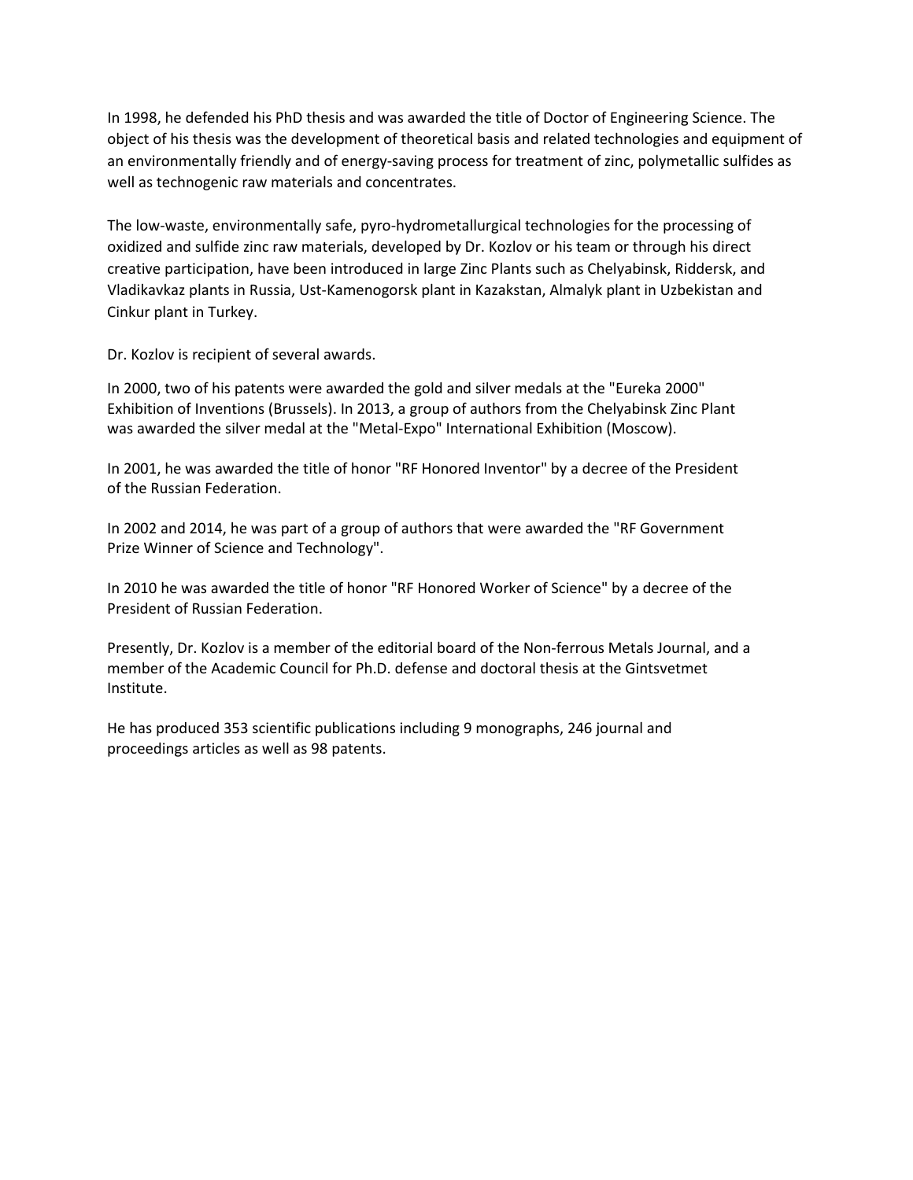In 1998, he defended his PhD thesis and was awarded the title of Doctor of Engineering Science. The object of his thesis was the development of theoretical basis and related technologies and equipment of an environmentally friendly and of energy-saving process for treatment of zinc, polymetallic sulfides as well as technogenic raw materials and concentrates.

The low-waste, environmentally safe, pyro-hydrometallurgical technologies for the processing of oxidized and sulfide zinc raw materials, developed by Dr. Kozlov or his team or through his direct creative participation, have been introduced in large Zinc Plants such as Chelyabinsk, Riddersk, and Vladikavkaz plants in Russia, Ust-Kamenogorsk plant in Kazakstan, Almalyk plant in Uzbekistan and Cinkur plant in Turkey.

Dr. Kozlov is recipient of several awards.

In 2000, two of his patents were awarded the gold and silver medals at the "Eureka 2000" Exhibition of Inventions (Brussels). In 2013, a group of authors from the Chelyabinsk Zinc Plant was awarded the silver medal at the "Metal-Expo" International Exhibition (Moscow).

In 2001, he was awarded the title of honor "RF Honored Inventor" by a decree of the President of the Russian Federation.

In 2002 and 2014, he was part of a group of authors that were awarded the "RF Government Prize Winner of Science and Technology".

In 2010 he was awarded the title of honor "RF Honored Worker of Science" by a decree of the President of Russian Federation.

Presently, Dr. Kozlov is a member of the editorial board of the Non-ferrous Metals Journal, and a member of the Academic Council for Ph.D. defense and doctoral thesis at the Gintsvetmet Institute.

He has produced 353 scientific publications including 9 monographs, 246 journal and proceedings articles as well as 98 patents.